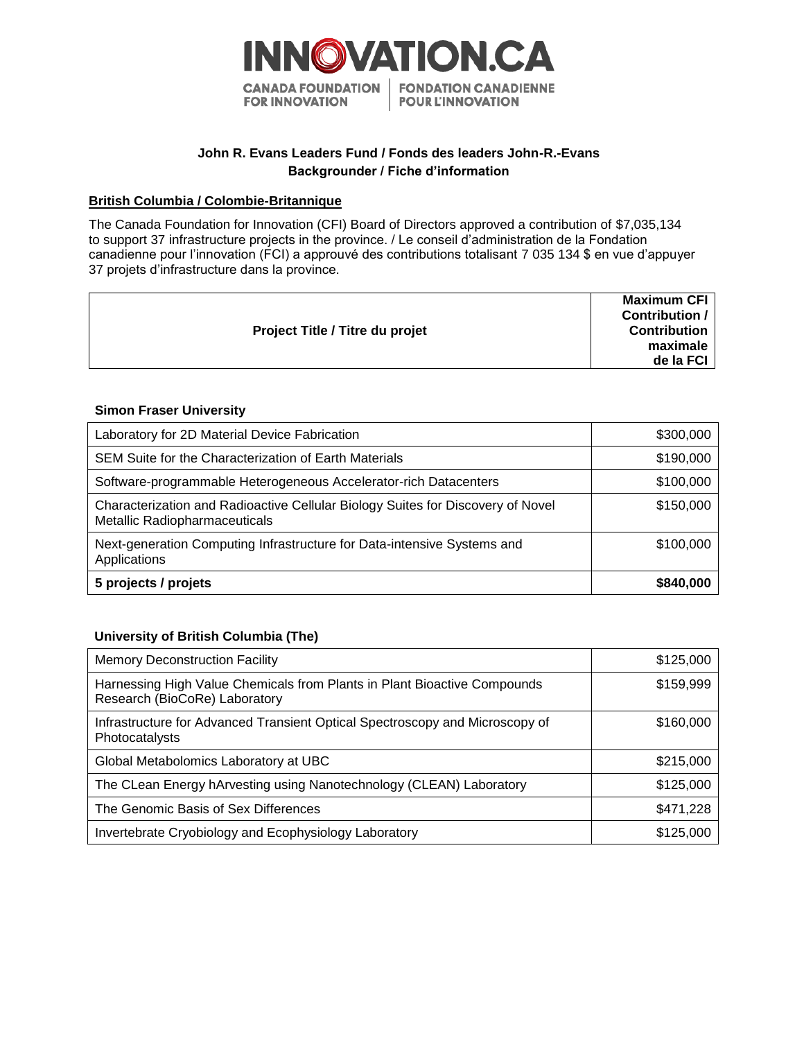INNOVATION.CA

CANADA FOUNDATION FOR INNOVATION | FONDATION CANADIENNE POUR L'INNOVATION

**John R. Evans Leaders Fund / Fonds des leaders John-R.-Evans**
**Backgrounder / Fiche d'information**

**British Columbia / Colombie-Britannique**

The Canada Foundation for Innovation (CFI) Board of Directors approved a contribution of $7,035,134 to support 37 infrastructure projects in the province. / Le conseil d'administration de la Fondation canadienne pour l'innovation (FCI) a approuvé des contributions totalisant 7 035 134 $ en vue d'appuyer 37 projets d'infrastructure dans la province.

| Project Title / Titre du projet | Maximum CFI Contribution / Contribution maximale de la FCI |
|---|---|

**Simon Fraser University**

| Project | Amount |
|---|---|
| Laboratory for 2D Material Device Fabrication | $300,000 |
| SEM Suite for the Characterization of Earth Materials | $190,000 |
| Software-programmable Heterogeneous Accelerator-rich Datacenters | $100,000 |
| Characterization and Radioactive Cellular Biology Suites for Discovery of Novel Metallic Radiopharmaceuticals | $150,000 |
| Next-generation Computing Infrastructure for Data-intensive Systems and Applications | $100,000 |
| **5 projects / projets** | **$840,000** |

**University of British Columbia (The)**

| Project | Amount |
|---|---|
| Memory Deconstruction Facility | $125,000 |
| Harnessing High Value Chemicals from Plants in Plant Bioactive Compounds Research (BioCoRe) Laboratory | $159,999 |
| Infrastructure for Advanced Transient Optical Spectroscopy and Microscopy of Photocatalysts | $160,000 |
| Global Metabolomics Laboratory at UBC | $215,000 |
| The CLean Energy hArvesting using Nanotechnology (CLEAN) Laboratory | $125,000 |
| The Genomic Basis of Sex Differences | $471,228 |
| Invertebrate Cryobiology and Ecophysiology Laboratory | $125,000 |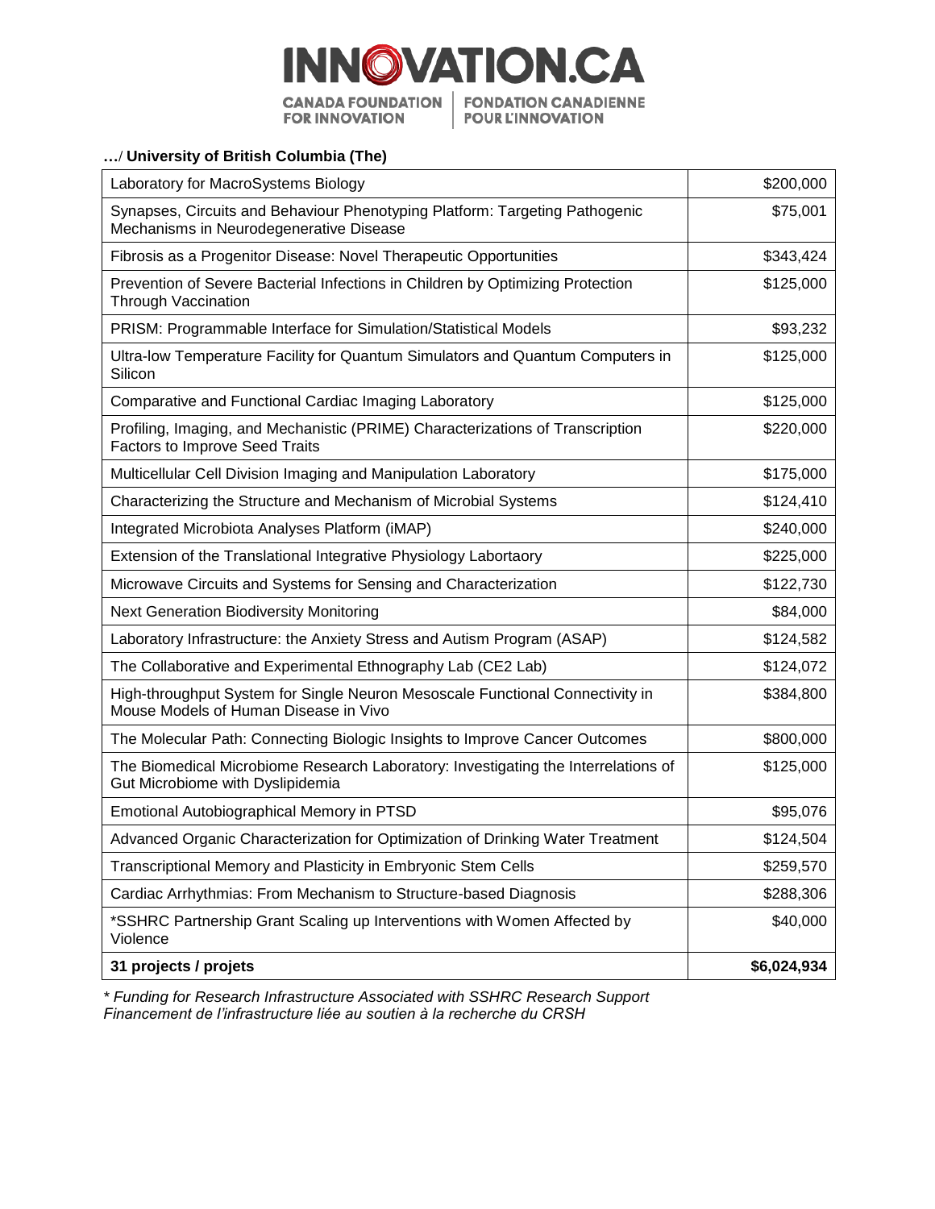**…/ University of British Columbia (The)**

| | |
|---|---:|
| Laboratory for MacroSystems Biology | $200,000 |
| Synapses, Circuits and Behaviour Phenotyping Platform: Targeting Pathogenic Mechanisms in Neurodegenerative Disease | $75,001 |
| Fibrosis as a Progenitor Disease: Novel Therapeutic Opportunities | $343,424 |
| Prevention of Severe Bacterial Infections in Children by Optimizing Protection Through Vaccination | $125,000 |
| PRISM: Programmable Interface for Simulation/Statistical Models | $93,232 |
| Ultra-low Temperature Facility for Quantum Simulators and Quantum Computers in Silicon | $125,000 |
| Comparative and Functional Cardiac Imaging Laboratory | $125,000 |
| Profiling, Imaging, and Mechanistic (PRIME) Characterizations of Transcription Factors to Improve Seed Traits | $220,000 |
| Multicellular Cell Division Imaging and Manipulation Laboratory | $175,000 |
| Characterizing the Structure and Mechanism of Microbial Systems | $124,410 |
| Integrated Microbiota Analyses Platform (iMAP) | $240,000 |
| Extension of the Translational Integrative Physiology Labortaory | $225,000 |
| Microwave Circuits and Systems for Sensing and Characterization | $122,730 |
| Next Generation Biodiversity Monitoring | $84,000 |
| Laboratory Infrastructure: the Anxiety Stress and Autism Program (ASAP) | $124,582 |
| The Collaborative and Experimental Ethnography Lab (CE2 Lab) | $124,072 |
| High-throughput System for Single Neuron Mesoscale Functional Connectivity in Mouse Models of Human Disease in Vivo | $384,800 |
| The Molecular Path: Connecting Biologic Insights to Improve Cancer Outcomes | $800,000 |
| The Biomedical Microbiome Research Laboratory: Investigating the Interrelations of Gut Microbiome with Dyslipidemia | $125,000 |
| Emotional Autobiographical Memory in PTSD | $95,076 |
| Advanced Organic Characterization for Optimization of Drinking Water Treatment | $124,504 |
| Transcriptional Memory and Plasticity in Embryonic Stem Cells | $259,570 |
| Cardiac Arrhythmias: From Mechanism to Structure-based Diagnosis | $288,306 |
| *SSHRC Partnership Grant Scaling up Interventions with Women Affected by Violence | $40,000 |
| **31 projects / projets** | **$6,024,934** |

*\* Funding for Research Infrastructure Associated with SSHRC Research Support*
*Financement de l'infrastructure liée au soutien à la recherche du CRSH*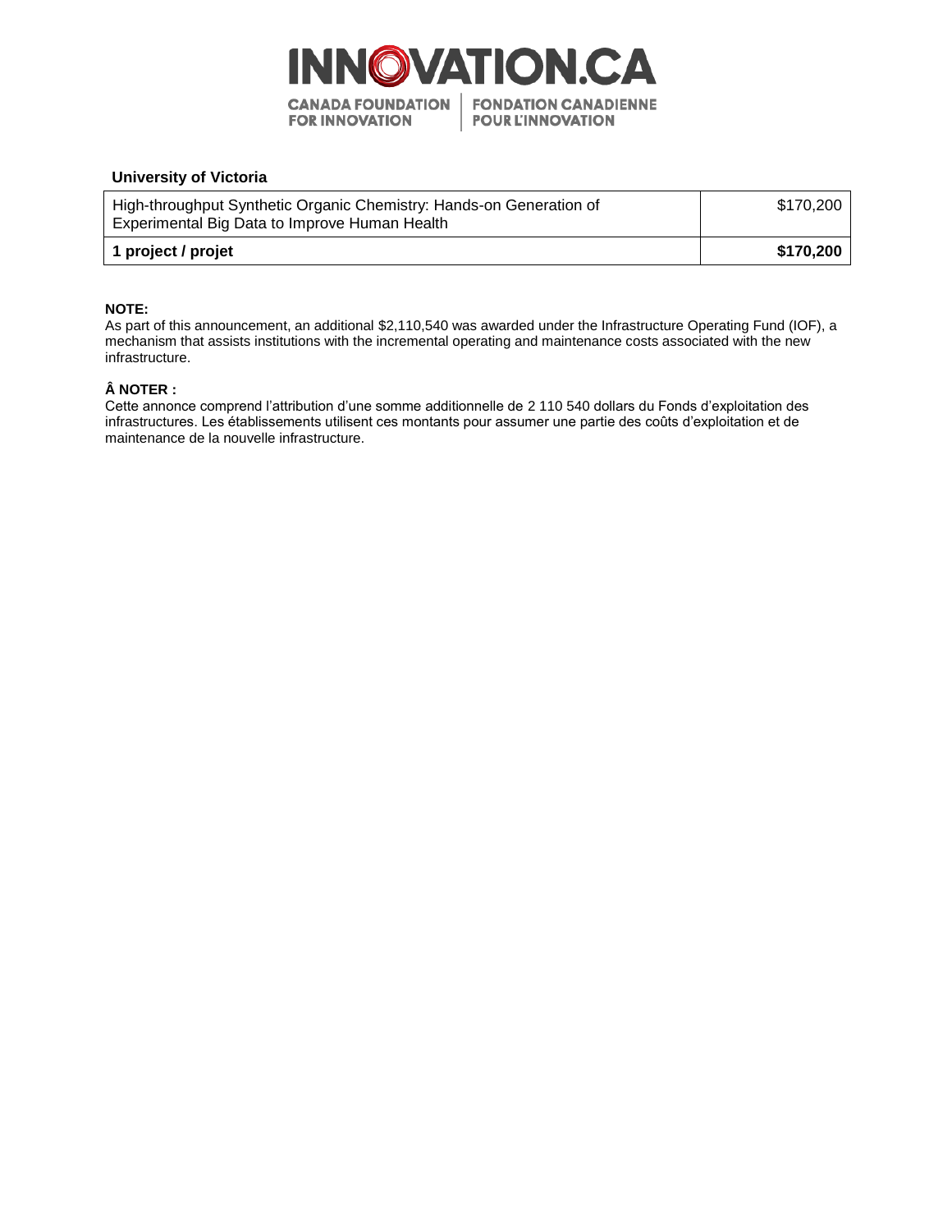**University of Victoria**

| | |
|---|---|
| High-throughput Synthetic Organic Chemistry: Hands-on Generation of Experimental Big Data to Improve Human Health | $170,200 |
| **1 project / projet** | **$170,200** |

**NOTE:**
As part of this announcement, an additional $2,110,540 was awarded under the Infrastructure Operating Fund (IOF), a mechanism that assists institutions with the incremental operating and maintenance costs associated with the new infrastructure.

**À NOTER :**
Cette annonce comprend l'attribution d'une somme additionnelle de 2 110 540 dollars du Fonds d'exploitation des infrastructures. Les établissements utilisent ces montants pour assumer une partie des coûts d'exploitation et de maintenance de la nouvelle infrastructure.